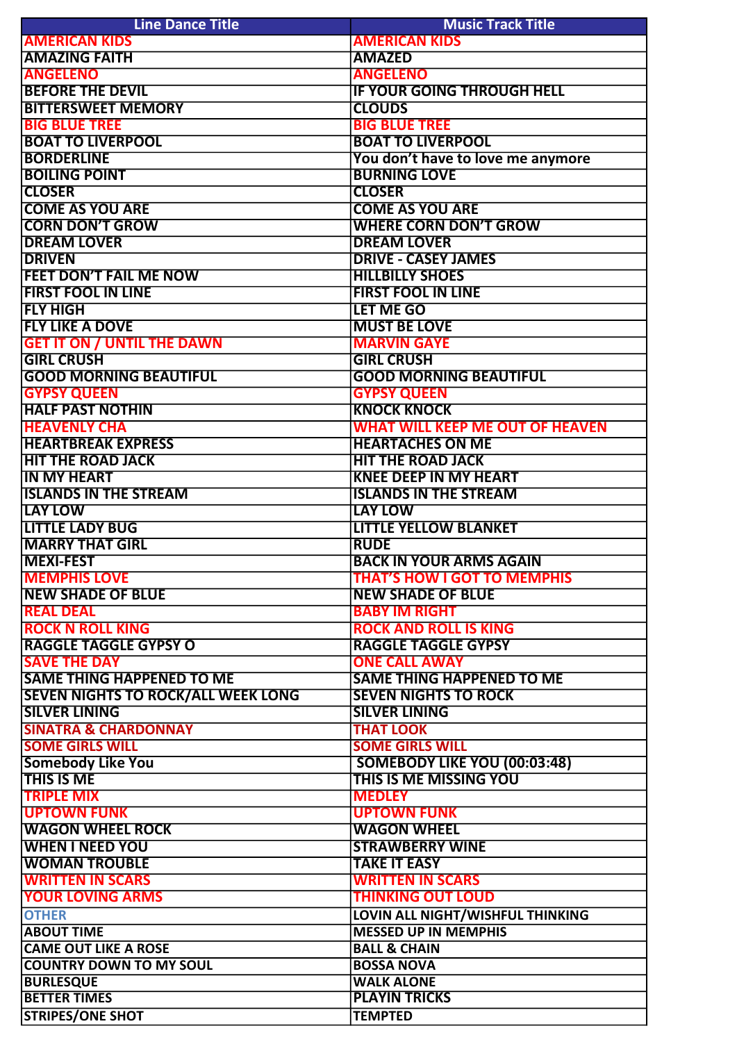| Line Dance Title | Music Track Title |
|---|---|
| AMERICAN KIDS | AMERICAN KIDS |
| AMAZING FAITH | AMAZED |
| ANGELENO | ANGELENO |
| BEFORE THE DEVIL | IF YOUR GOING THROUGH HELL |
| BITTERSWEET MEMORY | CLOUDS |
| BIG BLUE TREE | BIG BLUE TREE |
| BOAT TO LIVERPOOL | BOAT TO LIVERPOOL |
| BORDERLINE | You don't have to love me anymore |
| BOILING POINT | BURNING LOVE |
| CLOSER | CLOSER |
| COME AS YOU ARE | COME AS YOU ARE |
| CORN DON'T GROW | WHERE CORN DON'T GROW |
| DREAM LOVER | DREAM LOVER |
| DRIVEN | DRIVE - CASEY JAMES |
| FEET DON'T FAIL ME NOW | HILLBILLY SHOES |
| FIRST FOOL IN LINE | FIRST FOOL IN LINE |
| FLY HIGH | LET ME GO |
| FLY LIKE A DOVE | MUST BE LOVE |
| GET IT ON / UNTIL THE DAWN | MARVIN GAYE |
| GIRL CRUSH | GIRL CRUSH |
| GOOD MORNING BEAUTIFUL | GOOD MORNING BEAUTIFUL |
| GYPSY QUEEN | GYPSY QUEEN |
| HALF PAST NOTHIN | KNOCK KNOCK |
| HEAVENLY CHA | WHAT WILL KEEP ME OUT OF HEAVEN |
| HEARTBREAK EXPRESS | HEARTACHES ON ME |
| HIT THE ROAD JACK | HIT THE ROAD JACK |
| IN MY HEART | KNEE DEEP IN MY HEART |
| ISLANDS IN THE STREAM | ISLANDS IN THE STREAM |
| LAY LOW | LAY LOW |
| LITTLE LADY BUG | LITTLE YELLOW BLANKET |
| MARRY THAT GIRL | RUDE |
| MEXI-FEST | BACK IN YOUR ARMS AGAIN |
| MEMPHIS LOVE | THAT'S HOW I GOT TO MEMPHIS |
| NEW SHADE OF BLUE | NEW SHADE OF BLUE |
| REAL DEAL | BABY IM RIGHT |
| ROCK N ROLL KING | ROCK AND ROLL IS KING |
| RAGGLE TAGGLE GYPSY O | RAGGLE TAGGLE GYPSY |
| SAVE THE DAY | ONE CALL AWAY |
| SAME THING HAPPENED TO ME | SAME THING HAPPENED TO ME |
| SEVEN NIGHTS TO ROCK/ALL WEEK LONG | SEVEN NIGHTS TO ROCK |
| SILVER LINING | SILVER LINING |
| SINATRA & CHARDONNAY | THAT LOOK |
| SOME GIRLS WILL | SOME GIRLS WILL |
| Somebody Like You | SOMEBODY LIKE YOU (00:03:48) |
| THIS IS ME | THIS IS ME MISSING YOU |
| TRIPLE MIX | MEDLEY |
| UPTOWN FUNK | UPTOWN FUNK |
| WAGON WHEEL ROCK | WAGON WHEEL |
| WHEN I NEED YOU | STRAWBERRY WINE |
| WOMAN TROUBLE | TAKE IT EASY |
| WRITTEN IN SCARS | WRITTEN IN SCARS |
| YOUR LOVING ARMS | THINKING OUT LOUD |
| OTHER | LOVIN ALL NIGHT/WISHFUL THINKING |
| ABOUT TIME | MESSED UP IN MEMPHIS |
| CAME OUT LIKE A ROSE | BALL & CHAIN |
| COUNTRY DOWN TO MY SOUL | BOSSA NOVA |
| BURLESQUE | WALK ALONE |
| BETTER TIMES | PLAYIN TRICKS |
| STRIPES/ONE SHOT | TEMPTED |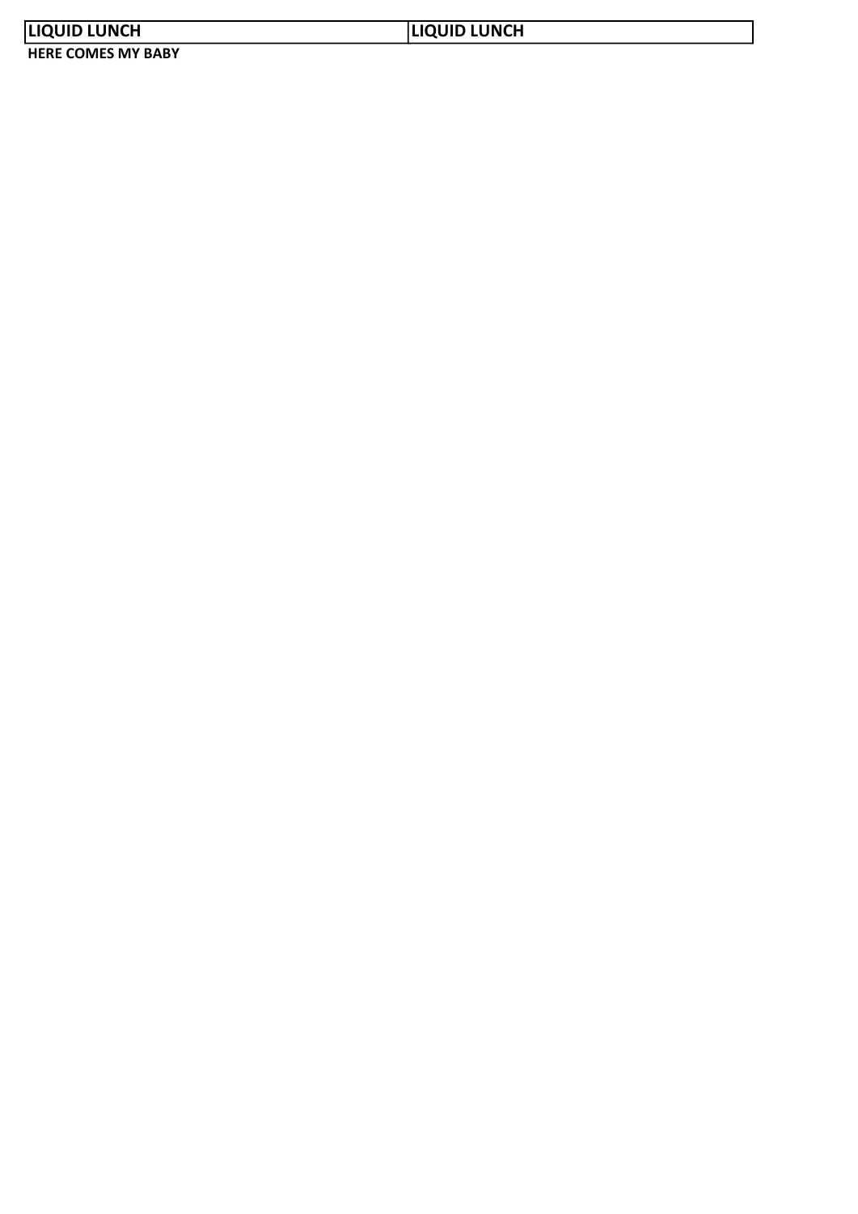| LIQUID LUNCH | LIQUID LUNCH |
|---|---|

**HERE COMES MY BABY**